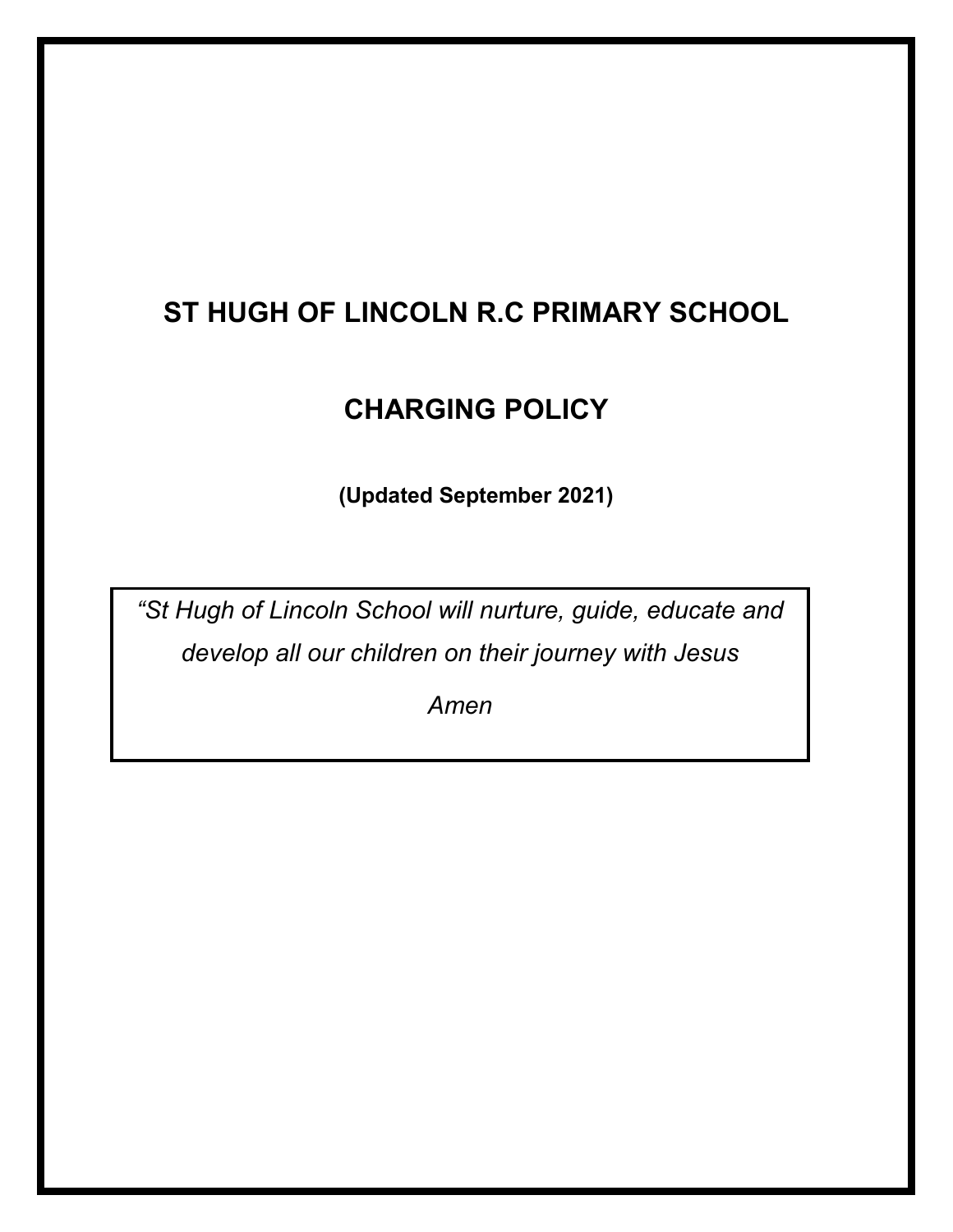# ST HUGH OF LINCOLN R.C PRIMARY SCHOOL

# CHARGING POLICY

**(Updated September 2021)**

*"St Hugh of Lincoln School will nurture, guide, educate and develop all our children on their journey with Jesus*

*Amen*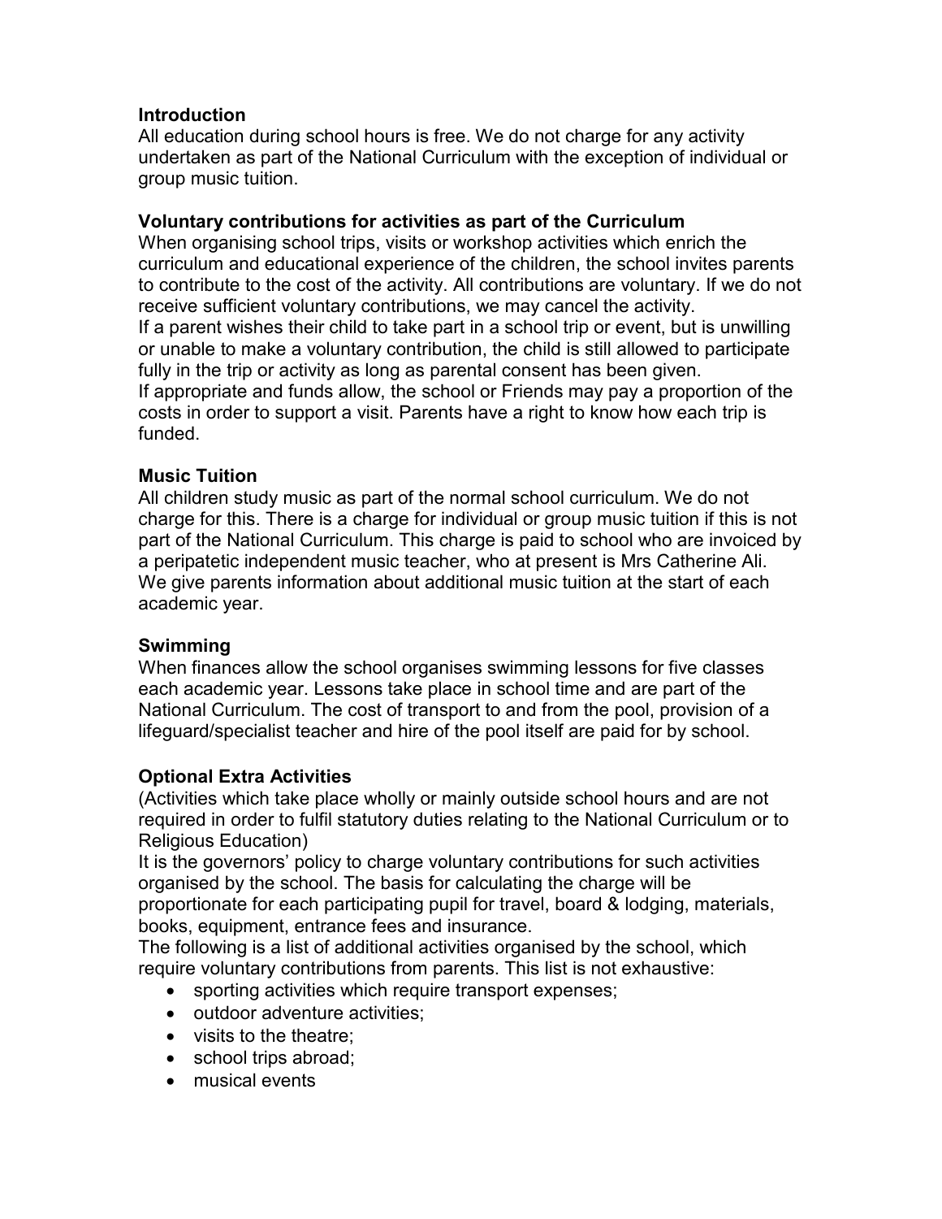## Introduction

All education during school hours is free. We do not charge for any activity undertaken as part of the National Curriculum with the exception of individual or group music tuition.

## Voluntary contributions for activities as part of the Curriculum

When organising school trips, visits or workshop activities which enrich the curriculum and educational experience of the children, the school invites parents to contribute to the cost of the activity. All contributions are voluntary. If we do not receive sufficient voluntary contributions, we may cancel the activity.

If a parent wishes their child to take part in a school trip or event, but is unwilling or unable to make a voluntary contribution, the child is still allowed to participate fully in the trip or activity as long as parental consent has been given.

If appropriate and funds allow, the school or Friends may pay a proportion of the costs in order to support a visit. Parents have a right to know how each trip is funded.

## Music Tuition

All children study music as part of the normal school curriculum. We do not charge for this. There is a charge for individual or group music tuition if this is not part of the National Curriculum. This charge is paid to school who are invoiced by a peripatetic independent music teacher, who at present is Mrs Catherine Ali. We give parents information about additional music tuition at the start of each academic year.

## Swimming

When finances allow the school organises swimming lessons for five classes each academic year. Lessons take place in school time and are part of the National Curriculum. The cost of transport to and from the pool, provision of a lifeguard/specialist teacher and hire of the pool itself are paid for by school.

## Optional Extra Activities

(Activities which take place wholly or mainly outside school hours and are not required in order to fulfil statutory duties relating to the National Curriculum or to Religious Education)

It is the governors' policy to charge voluntary contributions for such activities organised by the school. The basis for calculating the charge will be proportionate for each participating pupil for travel, board & lodging, materials, books, equipment, entrance fees and insurance.

The following is a list of additional activities organised by the school, which require voluntary contributions from parents. This list is not exhaustive:

- sporting activities which require transport expenses;
- outdoor adventure activities;
- visits to the theatre;
- school trips abroad;
- musical events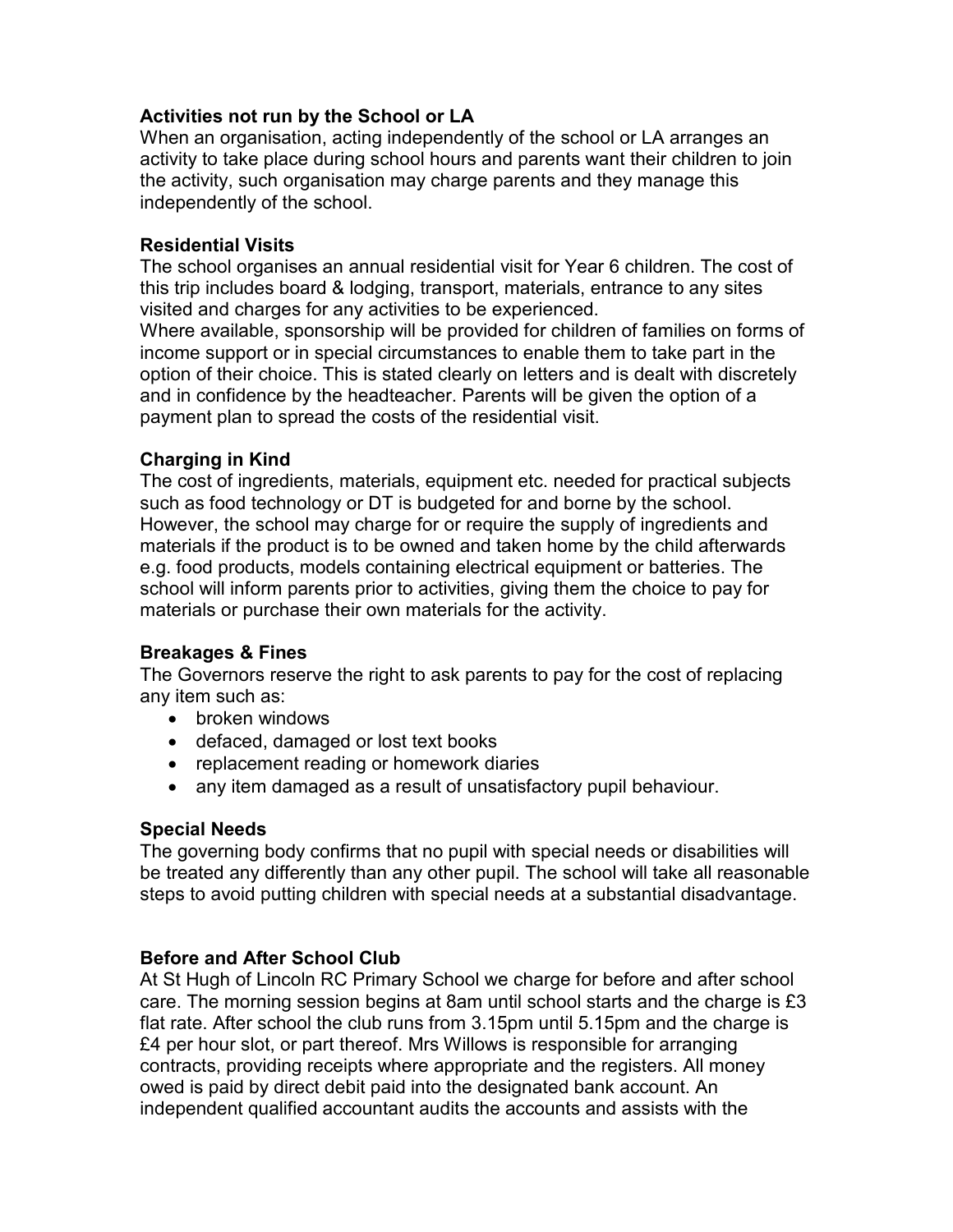**Activities not run by the School or LA**

When an organisation, acting independently of the school or LA arranges an activity to take place during school hours and parents want their children to join the activity, such organisation may charge parents and they manage this independently of the school.

**Residential Visits**

The school organises an annual residential visit for Year 6 children. The cost of this trip includes board & lodging, transport, materials, entrance to any sites visited and charges for any activities to be experienced.
Where available, sponsorship will be provided for children of families on forms of income support or in special circumstances to enable them to take part in the option of their choice. This is stated clearly on letters and is dealt with discretely and in confidence by the headteacher. Parents will be given the option of a payment plan to spread the costs of the residential visit.

**Charging in Kind**

The cost of ingredients, materials, equipment etc. needed for practical subjects such as food technology or DT is budgeted for and borne by the school. However, the school may charge for or require the supply of ingredients and materials if the product is to be owned and taken home by the child afterwards e.g. food products, models containing electrical equipment or batteries. The school will inform parents prior to activities, giving them the choice to pay for materials or purchase their own materials for the activity.

**Breakages & Fines**

The Governors reserve the right to ask parents to pay for the cost of replacing any item such as:

- broken windows
- defaced, damaged or lost text books
- replacement reading or homework diaries
- any item damaged as a result of unsatisfactory pupil behaviour.

**Special Needs**

The governing body confirms that no pupil with special needs or disabilities will be treated any differently than any other pupil. The school will take all reasonable steps to avoid putting children with special needs at a substantial disadvantage.

**Before and After School Club**

At St Hugh of Lincoln RC Primary School we charge for before and after school care. The morning session begins at 8am until school starts and the charge is £3 flat rate. After school the club runs from 3.15pm until 5.15pm and the charge is £4 per hour slot, or part thereof. Mrs Willows is responsible for arranging contracts, providing receipts where appropriate and the registers. All money owed is paid by direct debit paid into the designated bank account. An independent qualified accountant audits the accounts and assists with the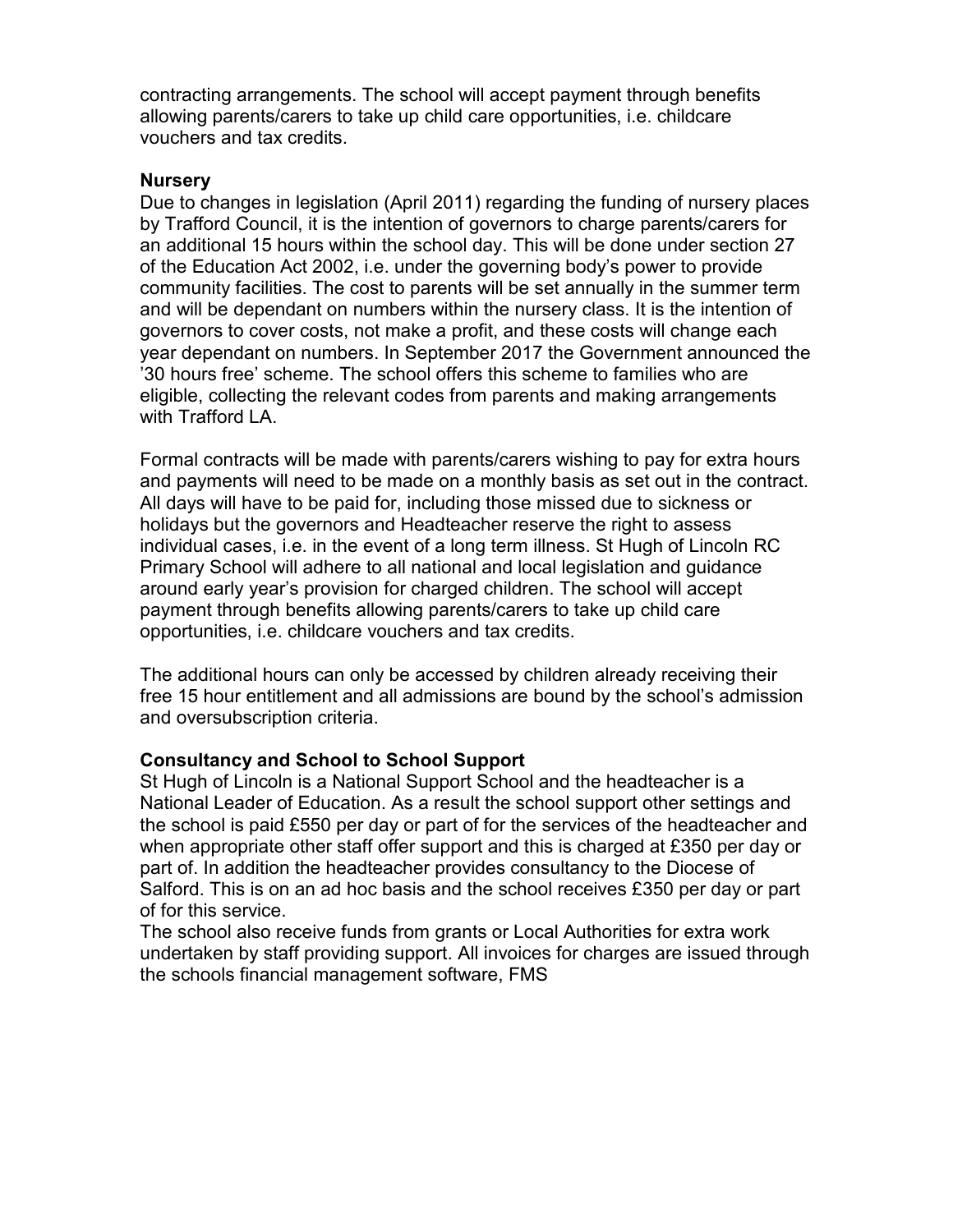contracting arrangements. The school will accept payment through benefits allowing parents/carers to take up child care opportunities, i.e. childcare vouchers and tax credits.

**Nursery**

Due to changes in legislation (April 2011) regarding the funding of nursery places by Trafford Council, it is the intention of governors to charge parents/carers for an additional 15 hours within the school day. This will be done under section 27 of the Education Act 2002, i.e. under the governing body's power to provide community facilities. The cost to parents will be set annually in the summer term and will be dependant on numbers within the nursery class. It is the intention of governors to cover costs, not make a profit, and these costs will change each year dependant on numbers. In September 2017 the Government announced the '30 hours free' scheme. The school offers this scheme to families who are eligible, collecting the relevant codes from parents and making arrangements with Trafford LA.

Formal contracts will be made with parents/carers wishing to pay for extra hours and payments will need to be made on a monthly basis as set out in the contract. All days will have to be paid for, including those missed due to sickness or holidays but the governors and Headteacher reserve the right to assess individual cases, i.e. in the event of a long term illness. St Hugh of Lincoln RC Primary School will adhere to all national and local legislation and guidance around early year's provision for charged children. The school will accept payment through benefits allowing parents/carers to take up child care opportunities, i.e. childcare vouchers and tax credits.

The additional hours can only be accessed by children already receiving their free 15 hour entitlement and all admissions are bound by the school's admission and oversubscription criteria.

**Consultancy and School to School Support**

St Hugh of Lincoln is a National Support School and the headteacher is a National Leader of Education. As a result the school support other settings and the school is paid £550 per day or part of for the services of the headteacher and when appropriate other staff offer support and this is charged at £350 per day or part of. In addition the headteacher provides consultancy to the Diocese of Salford. This is on an ad hoc basis and the school receives £350 per day or part of for this service.

The school also receive funds from grants or Local Authorities for extra work undertaken by staff providing support. All invoices for charges are issued through the schools financial management software, FMS